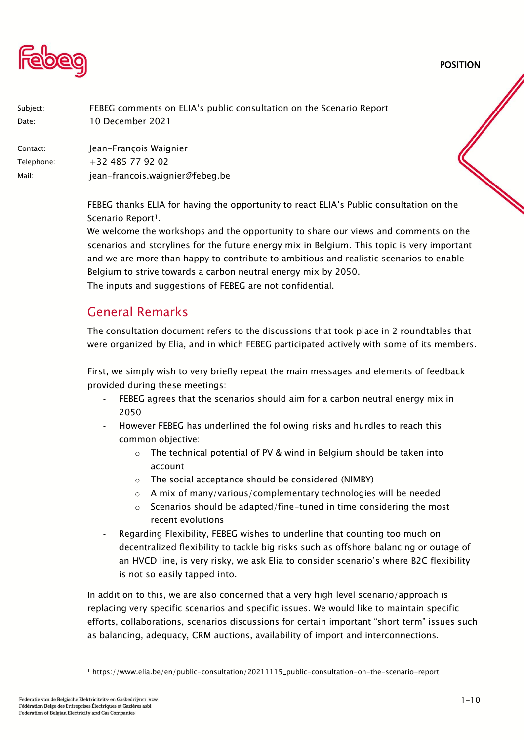POSITION

| | |
|---|---|
| Subject: | FEBEG comments on ELIA's public consultation on the Scenario Report |
| Date: | 10 December 2021 |
| Contact: | Jean-François Waignier |
| Telephone: | +32 485 77 92 02 |
| Mail: | jean-francois.waignier@febeg.be |

FEBEG thanks ELIA for having the opportunity to react ELIA's Public consultation on the Scenario Report[1].

We welcome the workshops and the opportunity to share our views and comments on the scenarios and storylines for the future energy mix in Belgium. This topic is very important and we are more than happy to contribute to ambitious and realistic scenarios to enable Belgium to strive towards a carbon neutral energy mix by 2050.

The inputs and suggestions of FEBEG are not confidential.

## General Remarks

The consultation document refers to the discussions that took place in 2 roundtables that were organized by Elia, and in which FEBEG participated actively with some of its members.

First, we simply wish to very briefly repeat the main messages and elements of feedback provided during these meetings:

- FEBEG agrees that the scenarios should aim for a carbon neutral energy mix in 2050
- However FEBEG has underlined the following risks and hurdles to reach this common objective:
  - The technical potential of PV & wind in Belgium should be taken into account
  - The social acceptance should be considered (NIMBY)
  - A mix of many/various/complementary technologies will be needed
  - Scenarios should be adapted/fine-tuned in time considering the most recent evolutions
- Regarding Flexibility, FEBEG wishes to underline that counting too much on decentralized flexibility to tackle big risks such as offshore balancing or outage of an HVCD line, is very risky, we ask Elia to consider scenario's where B2C flexibility is not so easily tapped into.

In addition to this, we are also concerned that a very high level scenario/approach is replacing very specific scenarios and specific issues. We would like to maintain specific efforts, collaborations, scenarios discussions for certain important "short term" issues such as balancing, adequacy, CRM auctions, availability of import and interconnections.

[1] https://www.elia.be/en/public-consultation/20211115_public-consultation-on-the-scenario-report

Federatie van de Belgische Elektriciteits- en Gasbedrijven vzw
Fédération Belge des Entreprises Électriques et Gazières asbl
Federation of Belgian Electricity and Gas Companies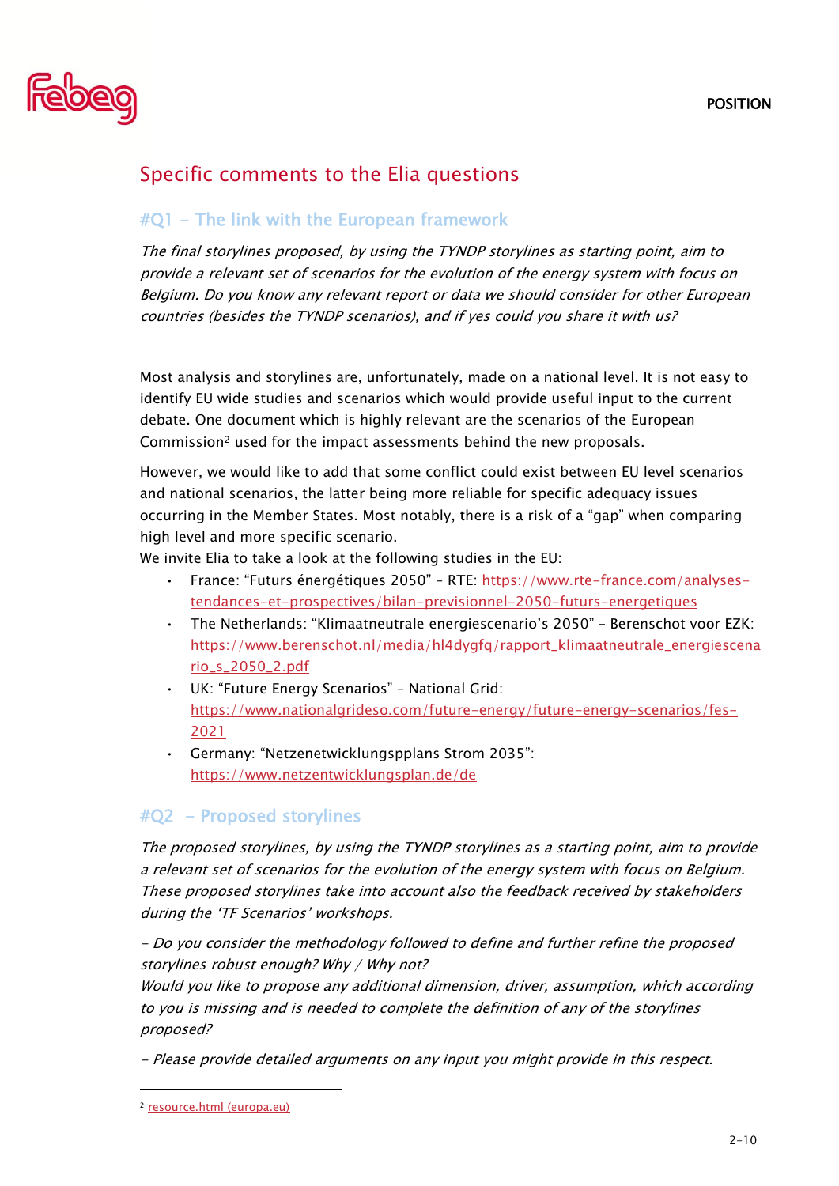## Specific comments to the Elia questions

### #Q1 – The link with the European framework

*The final storylines proposed, by using the TYNDP storylines as starting point, aim to provide a relevant set of scenarios for the evolution of the energy system with focus on Belgium. Do you know any relevant report or data we should consider for other European countries (besides the TYNDP scenarios), and if yes could you share it with us?*

Most analysis and storylines are, unfortunately, made on a national level. It is not easy to identify EU wide studies and scenarios which would provide useful input to the current debate. One document which is highly relevant are the scenarios of the European Commission[2] used for the impact assessments behind the new proposals.

However, we would like to add that some conflict could exist between EU level scenarios and national scenarios, the latter being more reliable for specific adequacy issues occurring in the Member States. Most notably, there is a risk of a "gap" when comparing high level and more specific scenario.
We invite Elia to take a look at the following studies in the EU:

- France: "Futurs énergétiques 2050" – RTE: https://www.rte-france.com/analyses-tendances-et-prospectives/bilan-previsionnel-2050-futurs-energetiques
- The Netherlands: "Klimaatneutrale energiescenario's 2050" – Berenschot voor EZK: https://www.berenschot.nl/media/hl4dygfq/rapport_klimaatneutrale_energiescenario_s_2050_2.pdf
- UK: "Future Energy Scenarios" – National Grid: https://www.nationalgrideso.com/future-energy/future-energy-scenarios/fes-2021
- Germany: "Netzenetwicklungspplans Strom 2035": https://www.netzentwicklungsplan.de/de

### #Q2 – Proposed storylines

*The proposed storylines, by using the TYNDP storylines as a starting point, aim to provide a relevant set of scenarios for the evolution of the energy system with focus on Belgium. These proposed storylines take into account also the feedback received by stakeholders during the 'TF Scenarios' workshops.*

*- Do you consider the methodology followed to define and further refine the proposed storylines robust enough? Why / Why not?*
*Would you like to propose any additional dimension, driver, assumption, which according to you is missing and is needed to complete the definition of any of the storylines proposed?*

*- Please provide detailed arguments on any input you might provide in this respect.*

[2] resource.html (europa.eu)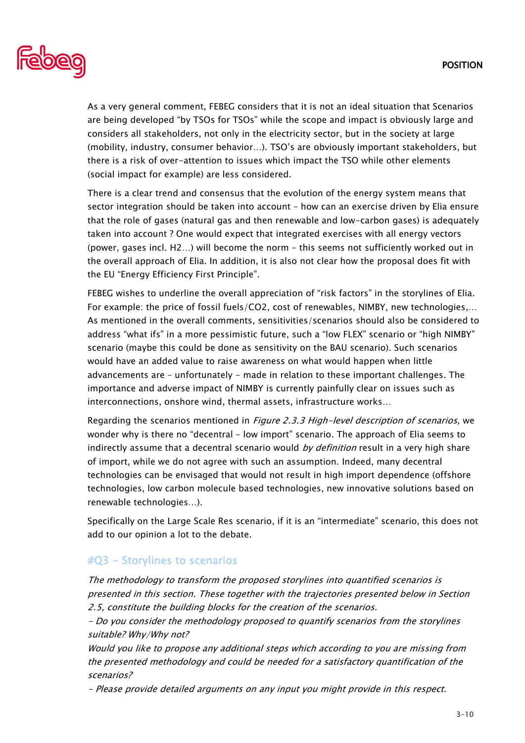As a very general comment, FEBEG considers that it is not an ideal situation that Scenarios are being developed "by TSOs for TSOs" while the scope and impact is obviously large and considers all stakeholders, not only in the electricity sector, but in the society at large (mobility, industry, consumer behavior…). TSO's are obviously important stakeholders, but there is a risk of over-attention to issues which impact the TSO while other elements (social impact for example) are less considered.

There is a clear trend and consensus that the evolution of the energy system means that sector integration should be taken into account – how can an exercise driven by Elia ensure that the role of gases (natural gas and then renewable and low-carbon gases) is adequately taken into account ? One would expect that integrated exercises with all energy vectors (power, gases incl. H2…) will become the norm – this seems not sufficiently worked out in the overall approach of Elia. In addition, it is also not clear how the proposal does fit with the EU "Energy Efficiency First Principle".

FEBEG wishes to underline the overall appreciation of "risk factors" in the storylines of Elia. For example: the price of fossil fuels/CO2, cost of renewables, NIMBY, new technologies,… As mentioned in the overall comments, sensitivities/scenarios should also be considered to address "what ifs" in a more pessimistic future, such a "low FLEX" scenario or "high NIMBY" scenario (maybe this could be done as sensitivity on the BAU scenario). Such scenarios would have an added value to raise awareness on what would happen when little advancements are – unfortunately – made in relation to these important challenges. The importance and adverse impact of NIMBY is currently painfully clear on issues such as interconnections, onshore wind, thermal assets, infrastructure works…

Regarding the scenarios mentioned in *Figure 2.3.3 High-level description of scenarios,* we wonder why is there no "decentral – low import" scenario. The approach of Elia seems to indirectly assume that a decentral scenario would *by definition* result in a very high share of import, while we do not agree with such an assumption. Indeed, many decentral technologies can be envisaged that would not result in high import dependence (offshore technologies, low carbon molecule based technologies, new innovative solutions based on renewable technologies…).

Specifically on the Large Scale Res scenario, if it is an "intermediate" scenario, this does not add to our opinion a lot to the debate.

## #Q3 – Storylines to scenarios

*The methodology to transform the proposed storylines into quantified scenarios is presented in this section. These together with the trajectories presented below in Section 2.5, constitute the building blocks for the creation of the scenarios.*
*- Do you consider the methodology proposed to quantify scenarios from the storylines suitable? Why/Why not?*
*Would you like to propose any additional steps which according to you are missing from the presented methodology and could be needed for a satisfactory quantification of the scenarios?*
*- Please provide detailed arguments on any input you might provide in this respect.*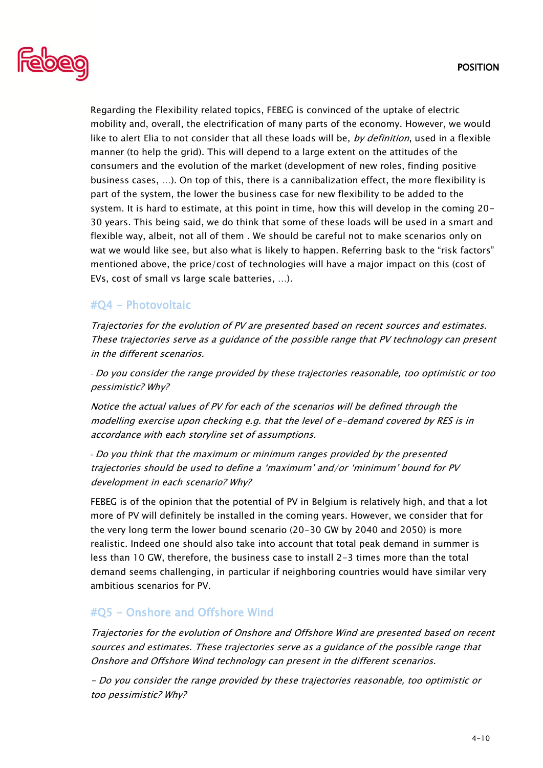Regarding the Flexibility related topics, FEBEG is convinced of the uptake of electric mobility and, overall, the electrification of many parts of the economy. However, we would like to alert Elia to not consider that all these loads will be, *by definition*, used in a flexible manner (to help the grid). This will depend to a large extent on the attitudes of the consumers and the evolution of the market (development of new roles, finding positive business cases, …). On top of this, there is a cannibalization effect, the more flexibility is part of the system, the lower the business case for new flexibility to be added to the system. It is hard to estimate, at this point in time, how this will develop in the coming 20-30 years. This being said, we do think that some of these loads will be used in a smart and flexible way, albeit, not all of them . We should be careful not to make scenarios only on wat we would like see, but also what is likely to happen. Referring bask to the "risk factors" mentioned above, the price/cost of technologies will have a major impact on this (cost of EVs, cost of small vs large scale batteries, …).

## #Q4 - Photovoltaic

*Trajectories for the evolution of PV are presented based on recent sources and estimates. These trajectories serve as a guidance of the possible range that PV technology can present in the different scenarios.*

*- Do you consider the range provided by these trajectories reasonable, too optimistic or too pessimistic? Why?*

*Notice the actual values of PV for each of the scenarios will be defined through the modelling exercise upon checking e.g. that the level of e-demand covered by RES is in accordance with each storyline set of assumptions.*

*- Do you think that the maximum or minimum ranges provided by the presented trajectories should be used to define a 'maximum' and/or 'minimum' bound for PV development in each scenario? Why?*

FEBEG is of the opinion that the potential of PV in Belgium is relatively high, and that a lot more of PV will definitely be installed in the coming years. However, we consider that for the very long term the lower bound scenario (20-30 GW by 2040 and 2050) is more realistic. Indeed one should also take into account that total peak demand in summer is less than 10 GW, therefore, the business case to install 2-3 times more than the total demand seems challenging, in particular if neighboring countries would have similar very ambitious scenarios for PV.

## #Q5 - Onshore and Offshore Wind

*Trajectories for the evolution of Onshore and Offshore Wind are presented based on recent sources and estimates. These trajectories serve as a guidance of the possible range that Onshore and Offshore Wind technology can present in the different scenarios.*

*- Do you consider the range provided by these trajectories reasonable, too optimistic or too pessimistic? Why?*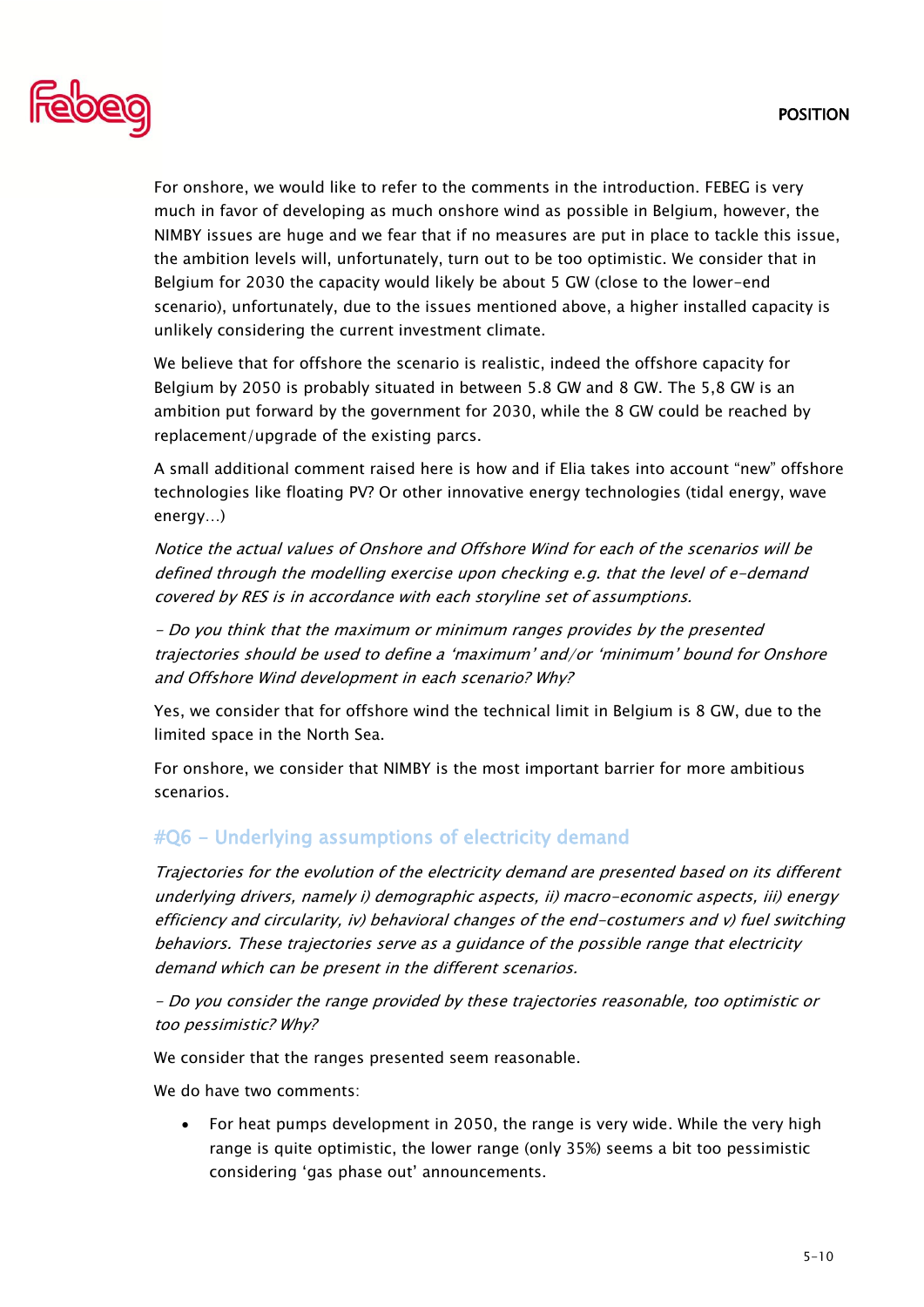For onshore, we would like to refer to the comments in the introduction. FEBEG is very much in favor of developing as much onshore wind as possible in Belgium, however, the NIMBY issues are huge and we fear that if no measures are put in place to tackle this issue, the ambition levels will, unfortunately, turn out to be too optimistic. We consider that in Belgium for 2030 the capacity would likely be about 5 GW (close to the lower-end scenario), unfortunately, due to the issues mentioned above, a higher installed capacity is unlikely considering the current investment climate.

We believe that for offshore the scenario is realistic, indeed the offshore capacity for Belgium by 2050 is probably situated in between 5.8 GW and 8 GW. The 5,8 GW is an ambition put forward by the government for 2030, while the 8 GW could be reached by replacement/upgrade of the existing parcs.

A small additional comment raised here is how and if Elia takes into account "new" offshore technologies like floating PV? Or other innovative energy technologies (tidal energy, wave energy…)

*Notice the actual values of Onshore and Offshore Wind for each of the scenarios will be defined through the modelling exercise upon checking e.g. that the level of e-demand covered by RES is in accordance with each storyline set of assumptions.*

*- Do you think that the maximum or minimum ranges provides by the presented trajectories should be used to define a 'maximum' and/or 'minimum' bound for Onshore and Offshore Wind development in each scenario? Why?*

Yes, we consider that for offshore wind the technical limit in Belgium is 8 GW, due to the limited space in the North Sea.

For onshore, we consider that NIMBY is the most important barrier for more ambitious scenarios.

## #Q6 – Underlying assumptions of electricity demand

*Trajectories for the evolution of the electricity demand are presented based on its different underlying drivers, namely i) demographic aspects, ii) macro-economic aspects, iii) energy efficiency and circularity, iv) behavioral changes of the end-costumers and v) fuel switching behaviors. These trajectories serve as a guidance of the possible range that electricity demand which can be present in the different scenarios.*

*- Do you consider the range provided by these trajectories reasonable, too optimistic or too pessimistic? Why?*

We consider that the ranges presented seem reasonable.

We do have two comments:

- For heat pumps development in 2050, the range is very wide. While the very high range is quite optimistic, the lower range (only 35%) seems a bit too pessimistic considering 'gas phase out' announcements.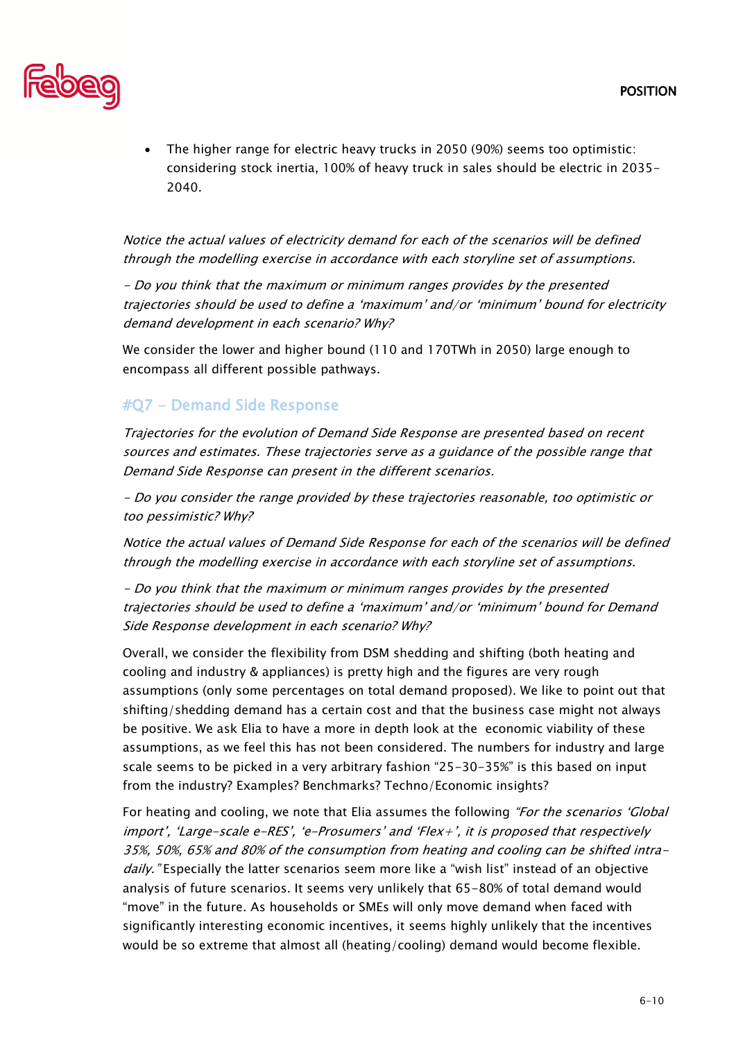- The higher range for electric heavy trucks in 2050 (90%) seems too optimistic: considering stock inertia, 100% of heavy truck in sales should be electric in 2035-2040.

*Notice the actual values of electricity demand for each of the scenarios will be defined through the modelling exercise in accordance with each storyline set of assumptions.*

*- Do you think that the maximum or minimum ranges provides by the presented trajectories should be used to define a 'maximum' and/or 'minimum' bound for electricity demand development in each scenario? Why?*

We consider the lower and higher bound (110 and 170TWh in 2050) large enough to encompass all different possible pathways.

## #Q7 – Demand Side Response

*Trajectories for the evolution of Demand Side Response are presented based on recent sources and estimates. These trajectories serve as a guidance of the possible range that Demand Side Response can present in the different scenarios.*

*- Do you consider the range provided by these trajectories reasonable, too optimistic or too pessimistic? Why?*

*Notice the actual values of Demand Side Response for each of the scenarios will be defined through the modelling exercise in accordance with each storyline set of assumptions.*

*- Do you think that the maximum or minimum ranges provides by the presented trajectories should be used to define a 'maximum' and/or 'minimum' bound for Demand Side Response development in each scenario? Why?*

Overall, we consider the flexibility from DSM shedding and shifting (both heating and cooling and industry & appliances) is pretty high and the figures are very rough assumptions (only some percentages on total demand proposed). We like to point out that shifting/shedding demand has a certain cost and that the business case might not always be positive. We ask Elia to have a more in depth look at the economic viability of these assumptions, as we feel this has not been considered. The numbers for industry and large scale seems to be picked in a very arbitrary fashion "25-30-35%" is this based on input from the industry? Examples? Benchmarks? Techno/Economic insights?

For heating and cooling, we note that Elia assumes the following *"For the scenarios 'Global import', 'Large-scale e-RES', 'e-Prosumers' and 'Flex+', it is proposed that respectively 35%, 50%, 65% and 80% of the consumption from heating and cooling can be shifted intra-daily."* Especially the latter scenarios seem more like a "wish list" instead of an objective analysis of future scenarios. It seems very unlikely that 65-80% of total demand would "move" in the future. As households or SMEs will only move demand when faced with significantly interesting economic incentives, it seems highly unlikely that the incentives would be so extreme that almost all (heating/cooling) demand would become flexible.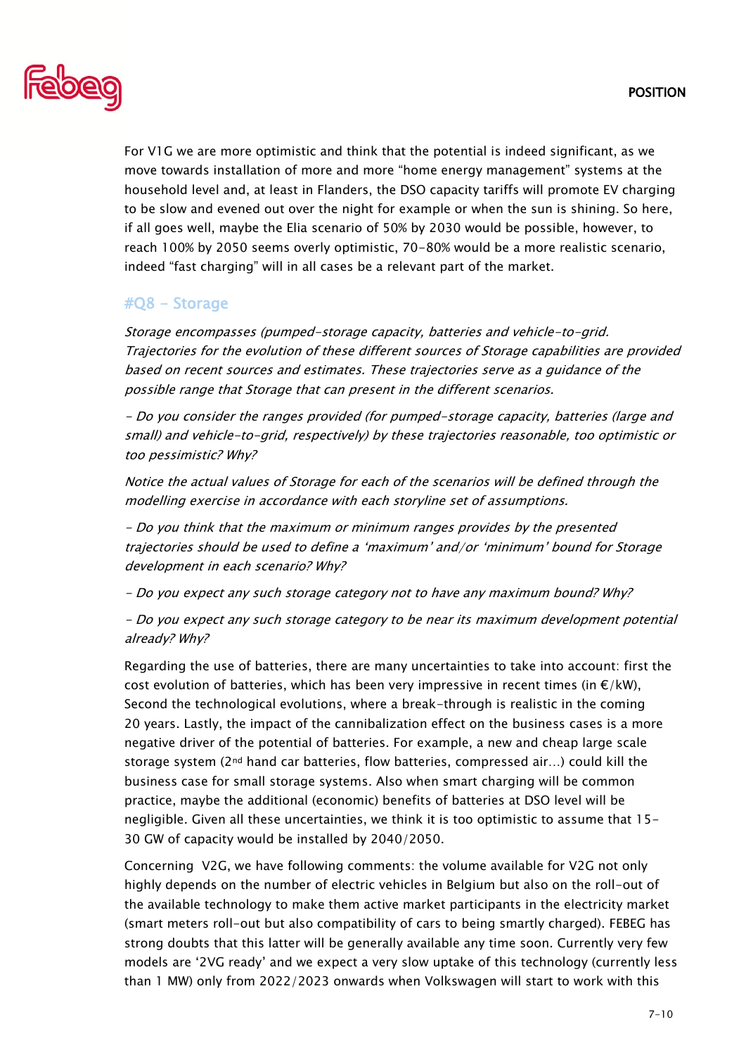For V1G we are more optimistic and think that the potential is indeed significant, as we move towards installation of more and more “home energy management” systems at the household level and, at least in Flanders, the DSO capacity tariffs will promote EV charging to be slow and evened out over the night for example or when the sun is shining. So here, if all goes well, maybe the Elia scenario of 50% by 2030 would be possible, however, to reach 100% by 2050 seems overly optimistic, 70-80% would be a more realistic scenario, indeed “fast charging” will in all cases be a relevant part of the market.

## #Q8 – Storage

*Storage encompasses (pumped-storage capacity, batteries and vehicle-to-grid. Trajectories for the evolution of these different sources of Storage capabilities are provided based on recent sources and estimates. These trajectories serve as a guidance of the possible range that Storage that can present in the different scenarios.*

*- Do you consider the ranges provided (for pumped-storage capacity, batteries (large and small) and vehicle-to-grid, respectively) by these trajectories reasonable, too optimistic or too pessimistic? Why?*

*Notice the actual values of Storage for each of the scenarios will be defined through the modelling exercise in accordance with each storyline set of assumptions.*

*- Do you think that the maximum or minimum ranges provides by the presented trajectories should be used to define a ‘maximum’ and/or ‘minimum’ bound for Storage development in each scenario? Why?*

*- Do you expect any such storage category not to have any maximum bound? Why?*

*- Do you expect any such storage category to be near its maximum development potential already? Why?*

Regarding the use of batteries, there are many uncertainties to take into account: first the cost evolution of batteries, which has been very impressive in recent times (in €/kW), Second the technological evolutions, where a break-through is realistic in the coming 20 years. Lastly, the impact of the cannibalization effect on the business cases is a more negative driver of the potential of batteries. For example, a new and cheap large scale storage system (2nd hand car batteries, flow batteries, compressed air…) could kill the business case for small storage systems. Also when smart charging will be common practice, maybe the additional (economic) benefits of batteries at DSO level will be negligible. Given all these uncertainties, we think it is too optimistic to assume that 15-30 GW of capacity would be installed by 2040/2050.

Concerning V2G, we have following comments: the volume available for V2G not only highly depends on the number of electric vehicles in Belgium but also on the roll-out of the available technology to make them active market participants in the electricity market (smart meters roll-out but also compatibility of cars to being smartly charged). FEBEG has strong doubts that this latter will be generally available any time soon. Currently very few models are ‘2VG ready’ and we expect a very slow uptake of this technology (currently less than 1 MW) only from 2022/2023 onwards when Volkswagen will start to work with this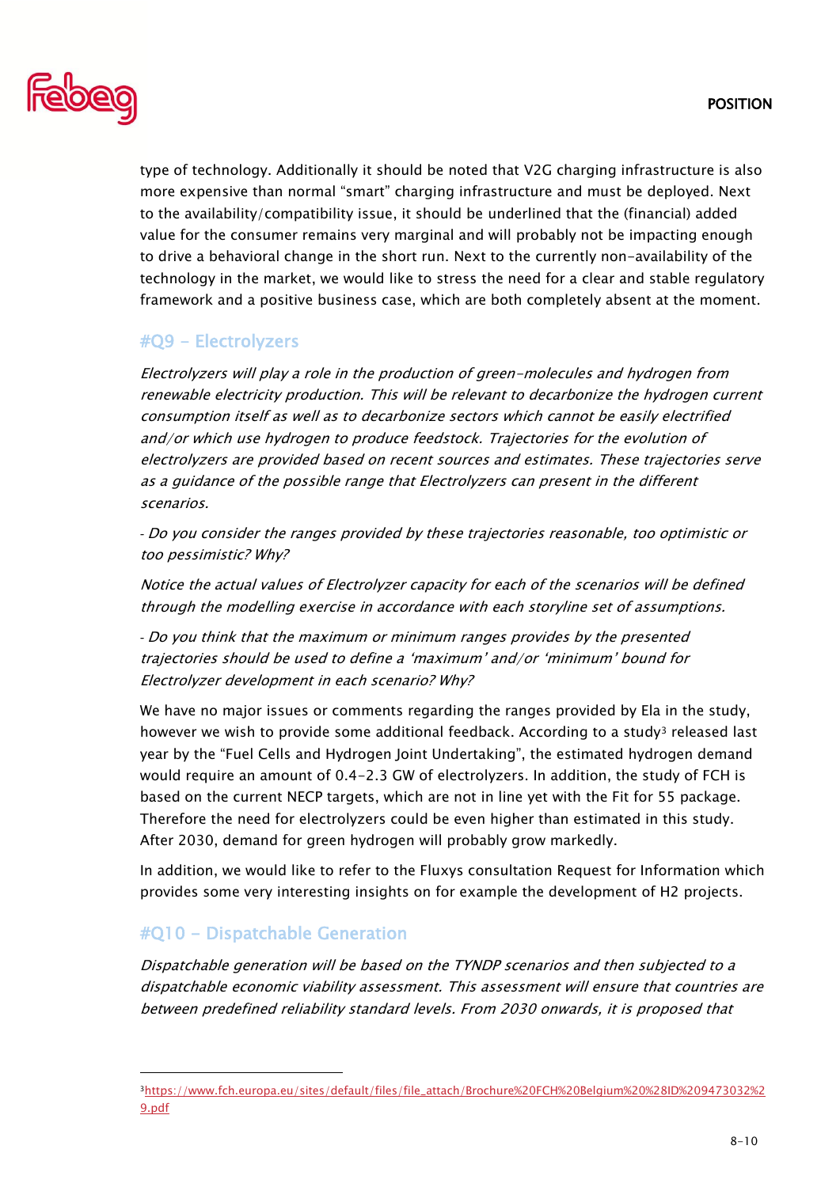type of technology. Additionally it should be noted that V2G charging infrastructure is also more expensive than normal “smart” charging infrastructure and must be deployed. Next to the availability/compatibility issue, it should be underlined that the (financial) added value for the consumer remains very marginal and will probably not be impacting enough to drive a behavioral change in the short run. Next to the currently non-availability of the technology in the market, we would like to stress the need for a clear and stable regulatory framework and a positive business case, which are both completely absent at the moment.

## #Q9 – Electrolyzers

*Electrolyzers will play a role in the production of green-molecules and hydrogen from renewable electricity production. This will be relevant to decarbonize the hydrogen current consumption itself as well as to decarbonize sectors which cannot be easily electrified and/or which use hydrogen to produce feedstock. Trajectories for the evolution of electrolyzers are provided based on recent sources and estimates. These trajectories serve as a guidance of the possible range that Electrolyzers can present in the different scenarios.*

*- Do you consider the ranges provided by these trajectories reasonable, too optimistic or too pessimistic? Why?*

*Notice the actual values of Electrolyzer capacity for each of the scenarios will be defined through the modelling exercise in accordance with each storyline set of assumptions.*

*- Do you think that the maximum or minimum ranges provides by the presented trajectories should be used to define a ‘maximum’ and/or ‘minimum’ bound for Electrolyzer development in each scenario? Why?*

We have no major issues or comments regarding the ranges provided by Ela in the study, however we wish to provide some additional feedback. According to a study[3] released last year by the “Fuel Cells and Hydrogen Joint Undertaking”, the estimated hydrogen demand would require an amount of 0.4-2.3 GW of electrolyzers. In addition, the study of FCH is based on the current NECP targets, which are not in line yet with the Fit for 55 package. Therefore the need for electrolyzers could be even higher than estimated in this study. After 2030, demand for green hydrogen will probably grow markedly.

In addition, we would like to refer to the Fluxys consultation Request for Information which provides some very interesting insights on for example the development of H2 projects.

## #Q10 – Dispatchable Generation

*Dispatchable generation will be based on the TYNDP scenarios and then subjected to a dispatchable economic viability assessment. This assessment will ensure that countries are between predefined reliability standard levels. From 2030 onwards, it is proposed that*

---

[3] https://www.fch.europa.eu/sites/default/files/file_attach/Brochure%20FCH%20Belgium%20%28ID%209473032%29.pdf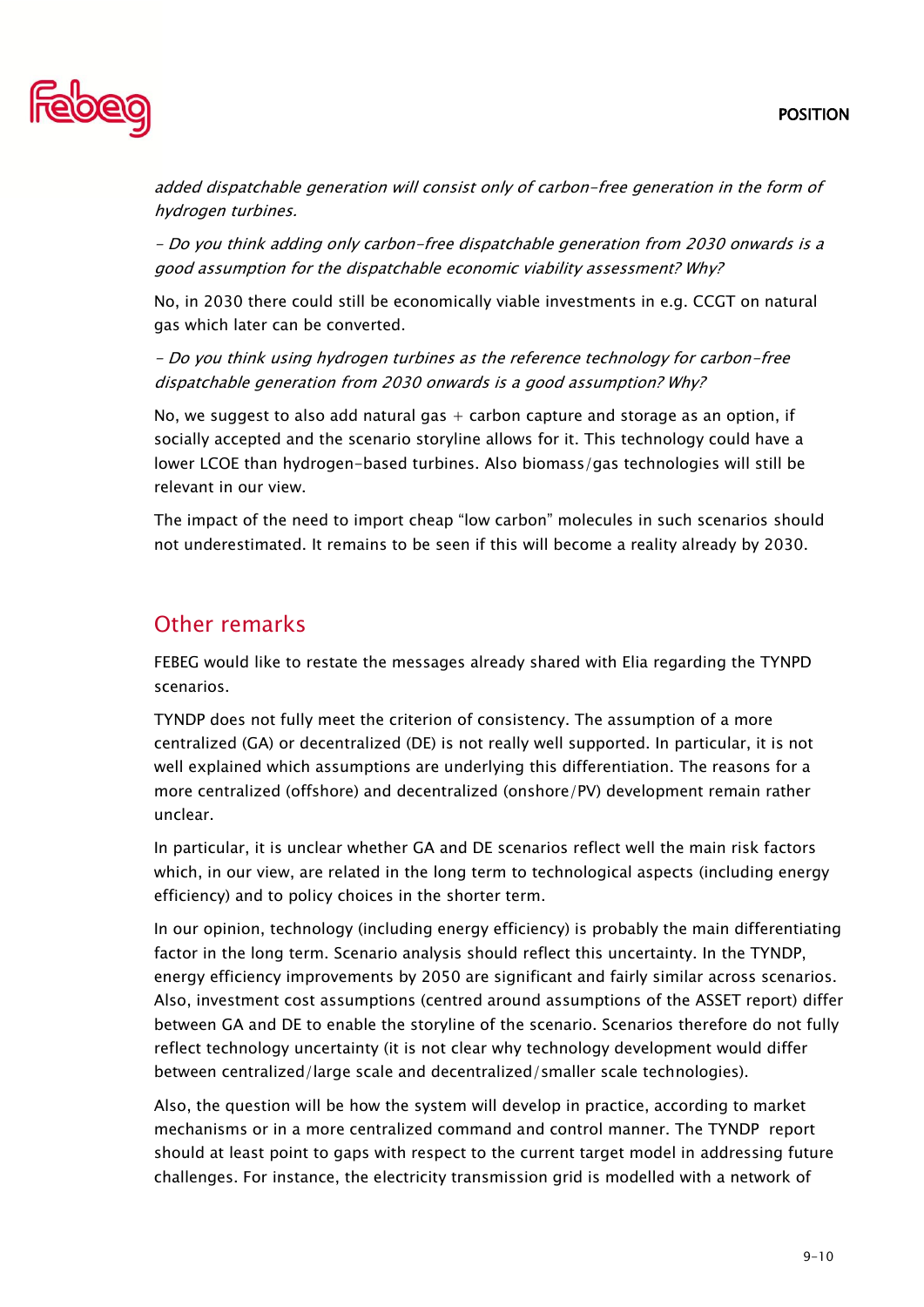*added dispatchable generation will consist only of carbon-free generation in the form of hydrogen turbines.*

*- Do you think adding only carbon-free dispatchable generation from 2030 onwards is a good assumption for the dispatchable economic viability assessment? Why?*

No, in 2030 there could still be economically viable investments in e.g. CCGT on natural gas which later can be converted.

*- Do you think using hydrogen turbines as the reference technology for carbon-free dispatchable generation from 2030 onwards is a good assumption? Why?*

No, we suggest to also add natural gas + carbon capture and storage as an option, if socially accepted and the scenario storyline allows for it. This technology could have a lower LCOE than hydrogen-based turbines. Also biomass/gas technologies will still be relevant in our view.

The impact of the need to import cheap "low carbon" molecules in such scenarios should not underestimated. It remains to be seen if this will become a reality already by 2030.

## Other remarks

FEBEG would like to restate the messages already shared with Elia regarding the TYNPD scenarios.

TYNDP does not fully meet the criterion of consistency. The assumption of a more centralized (GA) or decentralized (DE) is not really well supported. In particular, it is not well explained which assumptions are underlying this differentiation. The reasons for a more centralized (offshore) and decentralized (onshore/PV) development remain rather unclear.

In particular, it is unclear whether GA and DE scenarios reflect well the main risk factors which, in our view, are related in the long term to technological aspects (including energy efficiency) and to policy choices in the shorter term.

In our opinion, technology (including energy efficiency) is probably the main differentiating factor in the long term. Scenario analysis should reflect this uncertainty. In the TYNDP, energy efficiency improvements by 2050 are significant and fairly similar across scenarios. Also, investment cost assumptions (centred around assumptions of the ASSET report) differ between GA and DE to enable the storyline of the scenario. Scenarios therefore do not fully reflect technology uncertainty (it is not clear why technology development would differ between centralized/large scale and decentralized/smaller scale technologies).

Also, the question will be how the system will develop in practice, according to market mechanisms or in a more centralized command and control manner. The TYNDP report should at least point to gaps with respect to the current target model in addressing future challenges. For instance, the electricity transmission grid is modelled with a network of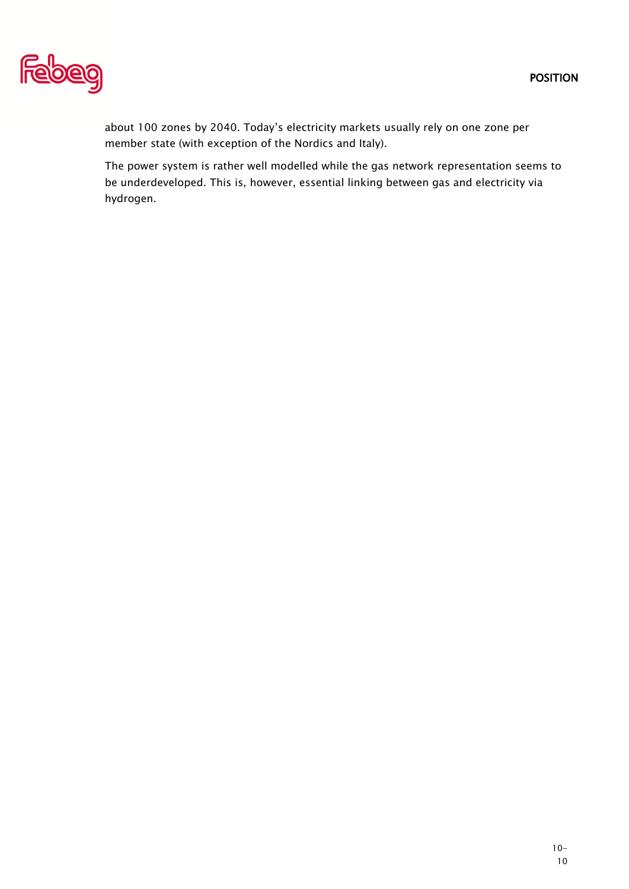about 100 zones by 2040. Today's electricity markets usually rely on one zone per member state (with exception of the Nordics and Italy).

The power system is rather well modelled while the gas network representation seems to be underdeveloped. This is, however, essential linking between gas and electricity via hydrogen.